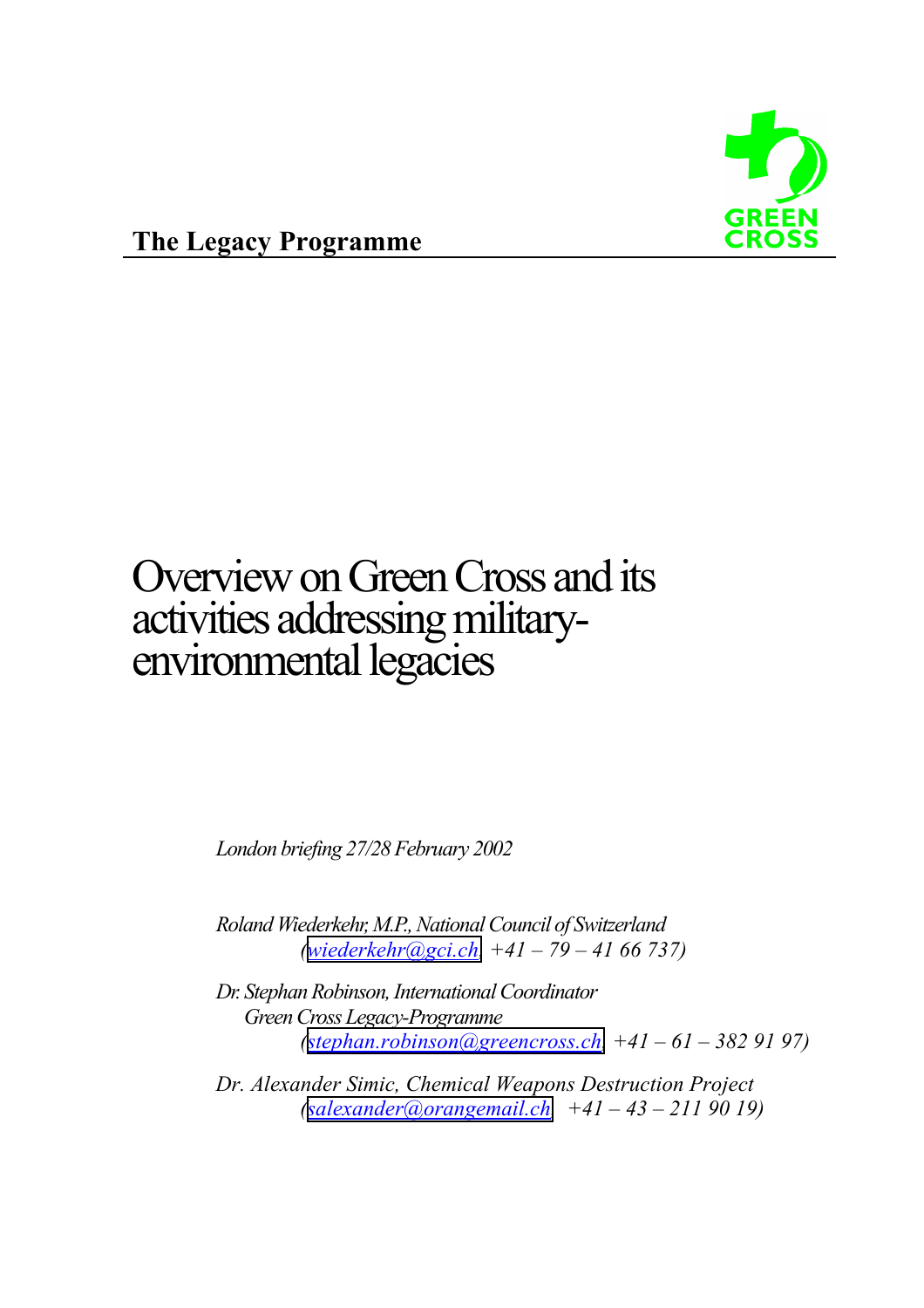**The Legacy Programme**

GREEN CROSS

# Overview on Green Cross and its activities addressing military-environmental legacies

*London briefing 27/28 February 2002*

*Roland Wiederkehr, M.P., National Council of Switzerland*
*(wiederkehr@gci.ch, +41 – 79 – 41 66 737)*

*Dr. Stephan Robinson, International Coordinator*
*Green Cross Legacy-Programme*
*(stephan.robinson@greencross.ch, +41 – 61 – 382 91 97)*

*Dr. Alexander Simic, Chemical Weapons Destruction Project*
*(salexander@orangemail.ch, +41 – 43 – 211 90 19)*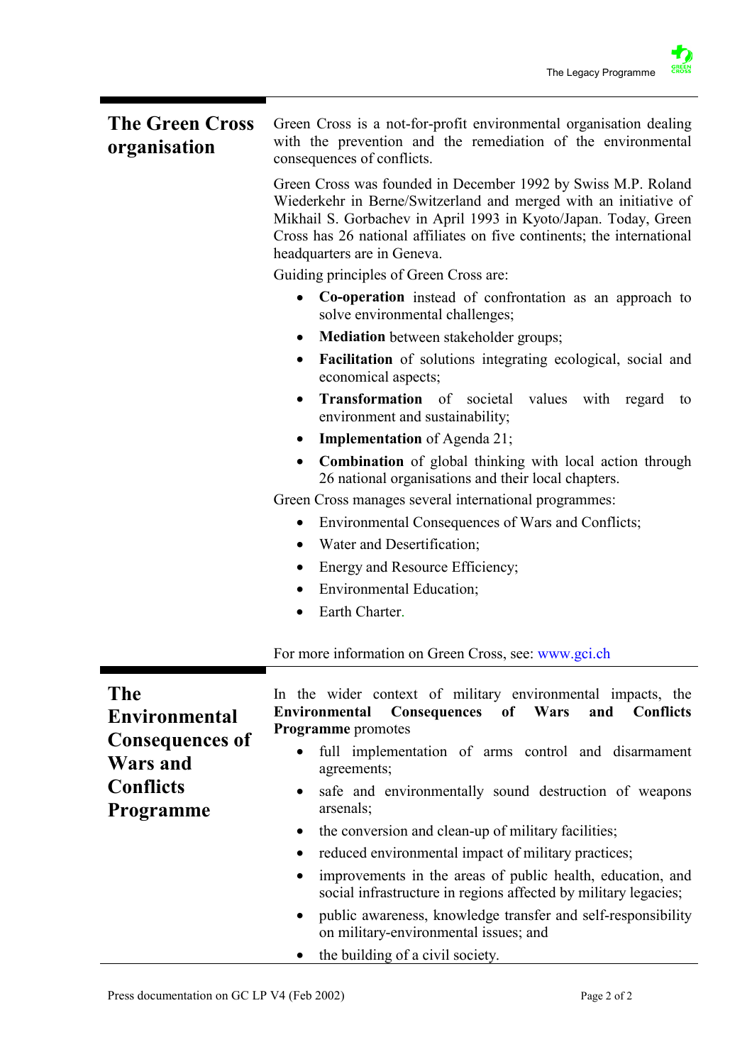## The Green Cross organisation

Green Cross is a not-for-profit environmental organisation dealing with the prevention and the remediation of the environmental consequences of conflicts.

Green Cross was founded in December 1992 by Swiss M.P. Roland Wiederkehr in Berne/Switzerland and merged with an initiative of Mikhail S. Gorbachev in April 1993 in Kyoto/Japan. Today, Green Cross has 26 national affiliates on five continents; the international headquarters are in Geneva.

Guiding principles of Green Cross are:

- **Co-operation** instead of confrontation as an approach to solve environmental challenges;
- **Mediation** between stakeholder groups;
- **Facilitation** of solutions integrating ecological, social and economical aspects;
- **Transformation** of societal values with regard to environment and sustainability;
- **Implementation** of Agenda 21;
- **Combination** of global thinking with local action through 26 national organisations and their local chapters.

Green Cross manages several international programmes:

- Environmental Consequences of Wars and Conflicts;
- Water and Desertification;
- Energy and Resource Efficiency;
- Environmental Education;
- Earth Charter.

For more information on Green Cross, see: www.gci.ch

## The Environmental Consequences of Wars and Conflicts Programme

In the wider context of military environmental impacts, the **Environmental Consequences of Wars and Conflicts Programme** promotes

- full implementation of arms control and disarmament agreements;
- safe and environmentally sound destruction of weapons arsenals;
- the conversion and clean-up of military facilities;
- reduced environmental impact of military practices;
- improvements in the areas of public health, education, and social infrastructure in regions affected by military legacies;
- public awareness, knowledge transfer and self-responsibility on military-environmental issues; and
- the building of a civil society.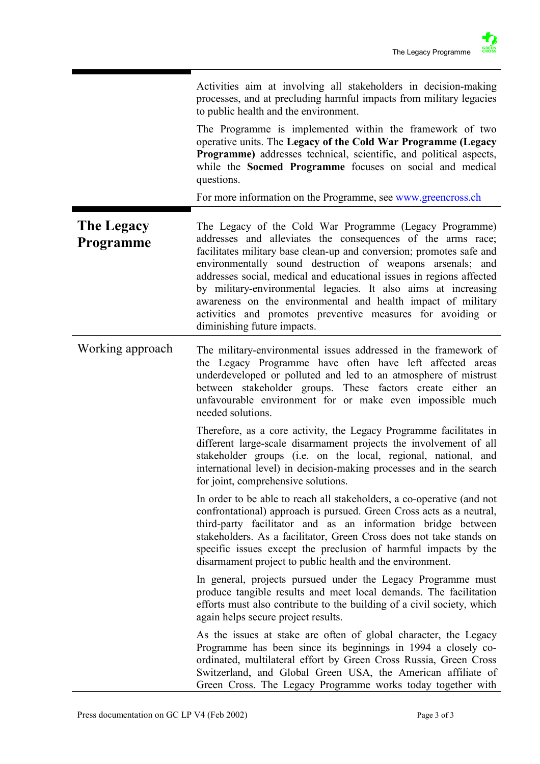Activities aim at involving all stakeholders in decision-making processes, and at precluding harmful impacts from military legacies to public health and the environment.

The Programme is implemented within the framework of two operative units. The **Legacy of the Cold War Programme (Legacy Programme)** addresses technical, scientific, and political aspects, while the **Socmed Programme** focuses on social and medical questions.

For more information on the Programme, see www.greencross.ch

## The Legacy Programme

The Legacy of the Cold War Programme (Legacy Programme) addresses and alleviates the consequences of the arms race; facilitates military base clean-up and conversion; promotes safe and environmentally sound destruction of weapons arsenals; and addresses social, medical and educational issues in regions affected by military-environmental legacies. It also aims at increasing awareness on the environmental and health impact of military activities and promotes preventive measures for avoiding or diminishing future impacts.

### Working approach

The military-environmental issues addressed in the framework of the Legacy Programme have often have left affected areas underdeveloped or polluted and led to an atmosphere of mistrust between stakeholder groups. These factors create either an unfavourable environment for or make even impossible much needed solutions.

Therefore, as a core activity, the Legacy Programme facilitates in different large-scale disarmament projects the involvement of all stakeholder groups (i.e. on the local, regional, national, and international level) in decision-making processes and in the search for joint, comprehensive solutions.

In order to be able to reach all stakeholders, a co-operative (and not confrontational) approach is pursued. Green Cross acts as a neutral, third-party facilitator and as an information bridge between stakeholders. As a facilitator, Green Cross does not take stands on specific issues except the preclusion of harmful impacts by the disarmament project to public health and the environment.

In general, projects pursued under the Legacy Programme must produce tangible results and meet local demands. The facilitation efforts must also contribute to the building of a civil society, which again helps secure project results.

As the issues at stake are often of global character, the Legacy Programme has been since its beginnings in 1994 a closely co-ordinated, multilateral effort by Green Cross Russia, Green Cross Switzerland, and Global Green USA, the American affiliate of Green Cross. The Legacy Programme works today together with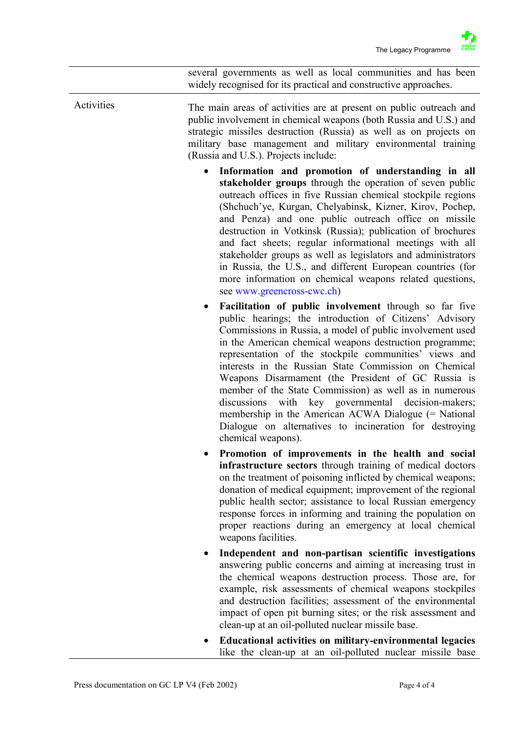| | |
|---|---|
| | several governments as well as local communities and has been widely recognised for its practical and constructive approaches. |
| Activities | The main areas of activities are at present on public outreach and public involvement in chemical weapons (both Russia and U.S.) and strategic missiles destruction (Russia) as well as on projects on military base management and military environmental training (Russia and U.S.). Projects include: |

- **Information and promotion of understanding in all stakeholder groups** through the operation of seven public outreach offices in five Russian chemical stockpile regions (Shchuch'ye, Kurgan, Chelyabinsk, Kizner, Kirov, Pochep, and Penza) and one public outreach office on missile destruction in Votkinsk (Russia); publication of brochures and fact sheets; regular informational meetings with all stakeholder groups as well as legislators and administrators in Russia, the U.S., and different European countries (for more information on chemical weapons related questions, see www.greencross-cwc.ch)
- **Facilitation of public involvement** through so far five public hearings; the introduction of Citizens' Advisory Commissions in Russia, a model of public involvement used in the American chemical weapons destruction programme; representation of the stockpile communities' views and interests in the Russian State Commission on Chemical Weapons Disarmament (the President of GC Russia is member of the State Commission) as well as in numerous discussions with key governmental decision-makers; membership in the American ACWA Dialogue (= National Dialogue on alternatives to incineration for destroying chemical weapons).
- **Promotion of improvements in the health and social infrastructure sectors** through training of medical doctors on the treatment of poisoning inflicted by chemical weapons; donation of medical equipment; improvement of the regional public health sector; assistance to local Russian emergency response forces in informing and training the population on proper reactions during an emergency at local chemical weapons facilities.
- **Independent and non-partisan scientific investigations** answering public concerns and aiming at increasing trust in the chemical weapons destruction process. Those are, for example, risk assessments of chemical weapons stockpiles and destruction facilities; assessment of the environmental impact of open pit burning sites; or the risk assessment and clean-up at an oil-polluted nuclear missile base.
- **Educational activities on military-environmental legacies** like the clean-up at an oil-polluted nuclear missile base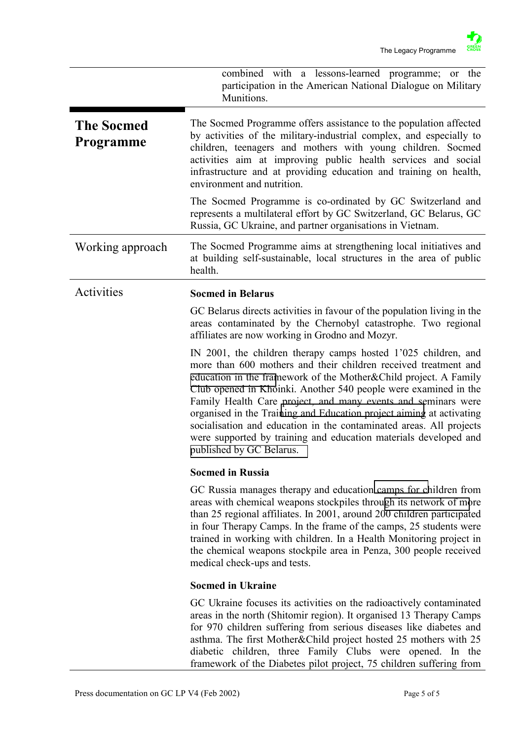combined with a lessons-learned programme; or the participation in the American National Dialogue on Military Munitions.

## The Socmed Programme

The Socmed Programme offers assistance to the population affected by activities of the military-industrial complex, and especially to children, teenagers and mothers with young children. Socmed activities aim at improving public health services and social infrastructure and at providing education and training on health, environment and nutrition.

The Socmed Programme is co-ordinated by GC Switzerland and represents a multilateral effort by GC Switzerland, GC Belarus, GC Russia, GC Ukraine, and partner organisations in Vietnam.

### Working approach

The Socmed Programme aims at strengthening local initiatives and at building self-sustainable, local structures in the area of public health.

### Activities

**Socmed in Belarus**

GC Belarus directs activities in favour of the population living in the areas contaminated by the Chernobyl catastrophe. Two regional affiliates are now working in Grodno and Mozyr.

IN 2001, the children therapy camps hosted 1'025 children, and more than 600 mothers and their children received treatment and education in the framework of the Mother&Child project. A Family Club opened in Khoinki. Another 540 people were examined in the Family Health Care project, and many events and seminars were organised in the Training and Education project aiming at activating socialisation and education in the contaminated areas. All projects were supported by training and education materials developed and published by GC Belarus.

**Socmed in Russia**

GC Russia manages therapy and education camps for children from areas with chemical weapons stockpiles through its network of more than 25 regional affiliates. In 2001, around 200 children participated in four Therapy Camps. In the frame of the camps, 25 students were trained in working with children. In a Health Monitoring project in the chemical weapons stockpile area in Penza, 300 people received medical check-ups and tests.

**Socmed in Ukraine**

GC Ukraine focuses its activities on the radioactively contaminated areas in the north (Shitomir region). It organised 13 Therapy Camps for 970 children suffering from serious diseases like diabetes and asthma. The first Mother&Child project hosted 25 mothers with 25 diabetic children, three Family Clubs were opened. In the framework of the Diabetes pilot project, 75 children suffering from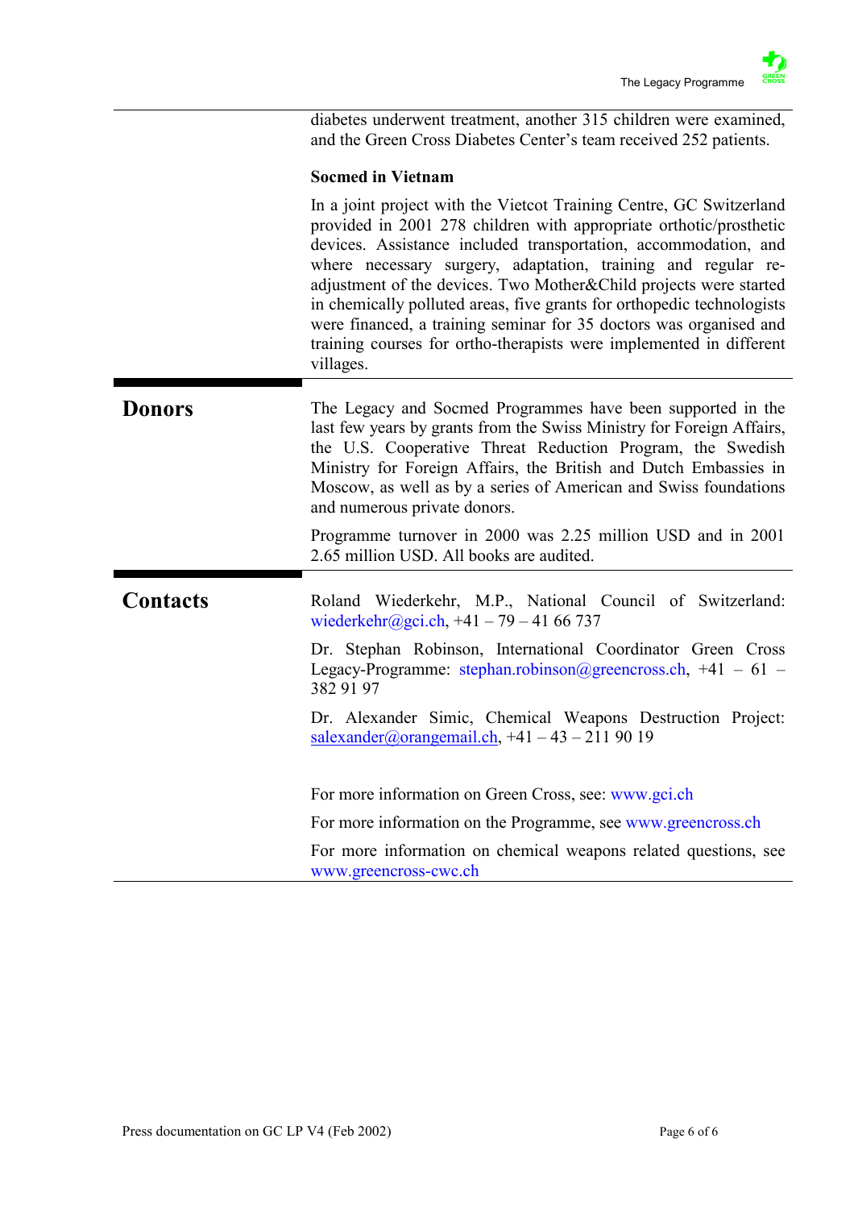diabetes underwent treatment, another 315 children were examined, and the Green Cross Diabetes Center's team received 252 patients.

**Socmed in Vietnam**

In a joint project with the Vietcot Training Centre, GC Switzerland provided in 2001 278 children with appropriate orthotic/prosthetic devices. Assistance included transportation, accommodation, and where necessary surgery, adaptation, training and regular re-adjustment of the devices. Two Mother&Child projects were started in chemically polluted areas, five grants for orthopedic technologists were financed, a training seminar for 35 doctors was organised and training courses for ortho-therapists were implemented in different villages.

## Donors

The Legacy and Socmed Programmes have been supported in the last few years by grants from the Swiss Ministry for Foreign Affairs, the U.S. Cooperative Threat Reduction Program, the Swedish Ministry for Foreign Affairs, the British and Dutch Embassies in Moscow, as well as by a series of American and Swiss foundations and numerous private donors.

Programme turnover in 2000 was 2.25 million USD and in 2001 2.65 million USD. All books are audited.

## Contacts

Roland Wiederkehr, M.P., National Council of Switzerland: wiederkehr@gci.ch, +41 – 79 – 41 66 737

Dr. Stephan Robinson, International Coordinator Green Cross Legacy-Programme: stephan.robinson@greencross.ch, +41 – 61 – 382 91 97

Dr. Alexander Simic, Chemical Weapons Destruction Project: salexander@orangemail.ch, +41 – 43 – 211 90 19

For more information on Green Cross, see: www.gci.ch

For more information on the Programme, see www.greencross.ch

For more information on chemical weapons related questions, see www.greencross-cwc.ch